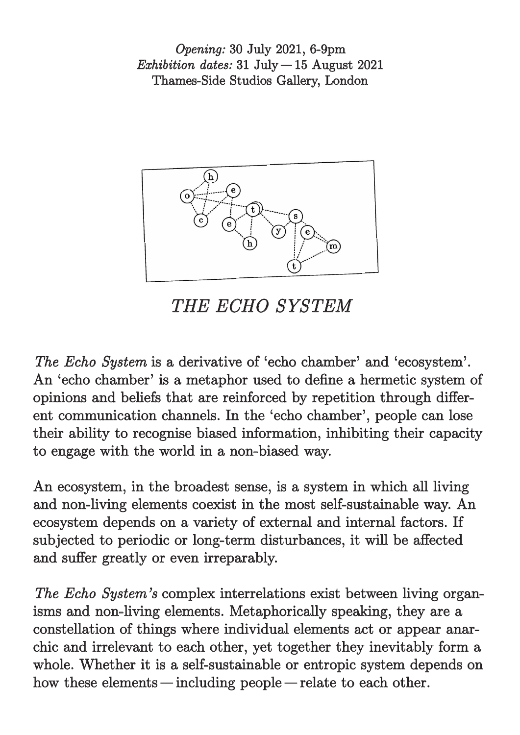*Opening:* 30 July 2021, 6-9pm
*Exhibition dates:* 31 July — 15 August 2021
Thames-Side Studios Gallery, London

# *THE ECHO SYSTEM*

*The Echo System* is a derivative of 'echo chamber' and 'ecosystem'. An 'echo chamber' is a metaphor used to define a hermetic system of opinions and beliefs that are reinforced by repetition through different communication channels. In the 'echo chamber', people can lose their ability to recognise biased information, inhibiting their capacity to engage with the world in a non-biased way.

An ecosystem, in the broadest sense, is a system in which all living and non-living elements coexist in the most self-sustainable way. An ecosystem depends on a variety of external and internal factors. If subjected to periodic or long-term disturbances, it will be affected and suffer greatly or even irreparably.

*The Echo System's* complex interrelations exist between living organisms and non-living elements. Metaphorically speaking, they are a constellation of things where individual elements act or appear anarchic and irrelevant to each other, yet together they inevitably form a whole. Whether it is a self-sustainable or entropic system depends on how these elements — including people — relate to each other.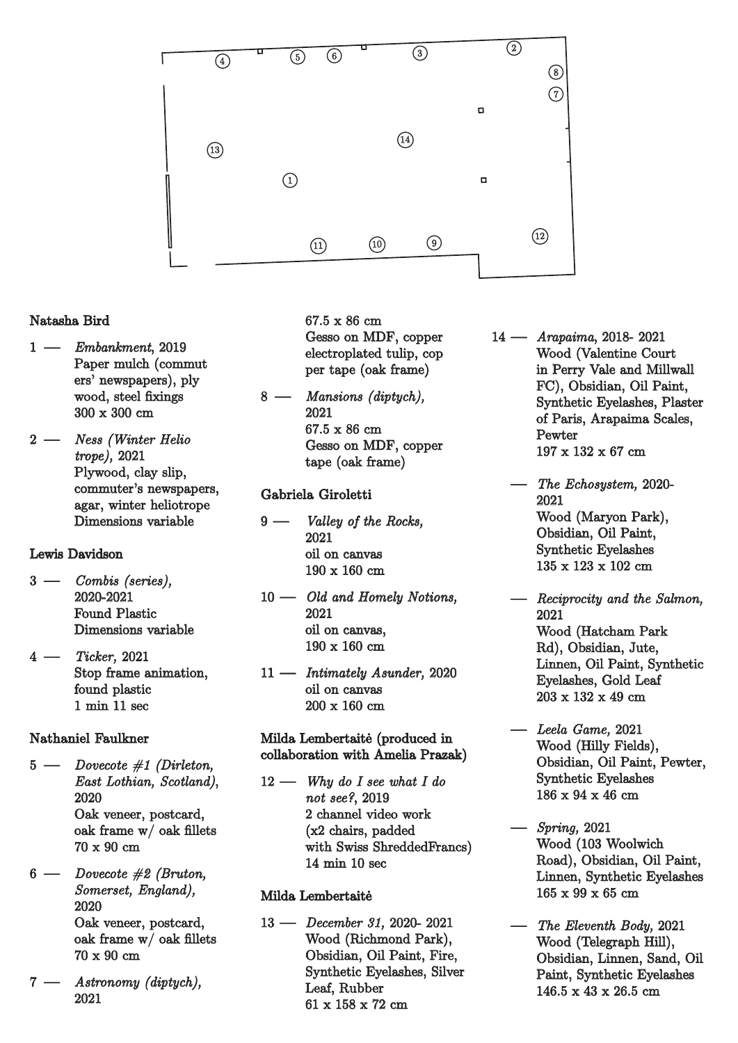## Natasha Bird

1 — *Embankment*, 2019
Paper mulch (commut ers' newspapers), ply wood, steel fixings
300 x 300 cm

2 — *Ness (Winter Helio trope)*, 2021
Plywood, clay slip, commuter's newspapers, agar, winter heliotrope
Dimensions variable

## Lewis Davidson

3 — *Combis (series)*, 2020-2021
Found Plastic
Dimensions variable

4 — *Ticker*, 2021
Stop frame animation, found plastic
1 min 11 sec

## Nathaniel Faulkner

5 — *Dovecote #1 (Dirleton, East Lothian, Scotland)*, 2020
Oak veneer, postcard, oak frame w/ oak fillets
70 x 90 cm

6 — *Dovecote #2 (Bruton, Somerset, England)*, 2020
Oak veneer, postcard, oak frame w/ oak fillets
70 x 90 cm

7 — *Astronomy (diptych)*, 2021
67.5 x 86 cm
Gesso on MDF, copper electroplated tulip, cop per tape (oak frame)

8 — *Mansions (diptych)*, 2021
67.5 x 86 cm
Gesso on MDF, copper tape (oak frame)

## Gabriela Giroletti

9 — *Valley of the Rocks*, 2021
oil on canvas
190 x 160 cm

10 — *Old and Homely Notions*, 2021
oil on canvas,
190 x 160 cm

11 — *Intimately Asunder*, 2020
oil on canvas
200 x 160 cm

## Milda Lembertaitė (produced in collaboration with Amelia Prazak)

12 — *Why do I see what I do not see?*, 2019
2 channel video work (x2 chairs, padded with Swiss ShreddedFrancs)
14 min 10 sec

## Milda Lembertaitė

13 — *December 31*, 2020- 2021
Wood (Richmond Park), Obsidian, Oil Paint, Fire, Synthetic Eyelashes, Silver Leaf, Rubber
61 x 158 x 72 cm

14 — *Arapaima*, 2018- 2021
Wood (Valentine Court in Perry Vale and Millwall FC), Obsidian, Oil Paint, Synthetic Eyelashes, Plaster of Paris, Arapaima Scales, Pewter
197 x 132 x 67 cm

— *The Echosystem*, 2020-2021
Wood (Maryon Park), Obsidian, Oil Paint, Synthetic Eyelashes
135 x 123 x 102 cm

— *Reciprocity and the Salmon*, 2021
Wood (Hatcham Park Rd), Obsidian, Jute, Linnen, Oil Paint, Synthetic Eyelashes, Gold Leaf
203 x 132 x 49 cm

— *Leela Game*, 2021
Wood (Hilly Fields), Obsidian, Oil Paint, Pewter, Synthetic Eyelashes
186 x 94 x 46 cm

— *Spring*, 2021
Wood (103 Woolwich Road), Obsidian, Oil Paint, Linnen, Synthetic Eyelashes
165 x 99 x 65 cm

— *The Eleventh Body*, 2021
Wood (Telegraph Hill), Obsidian, Linnen, Sand, Oil Paint, Synthetic Eyelashes
146.5 x 43 x 26.5 cm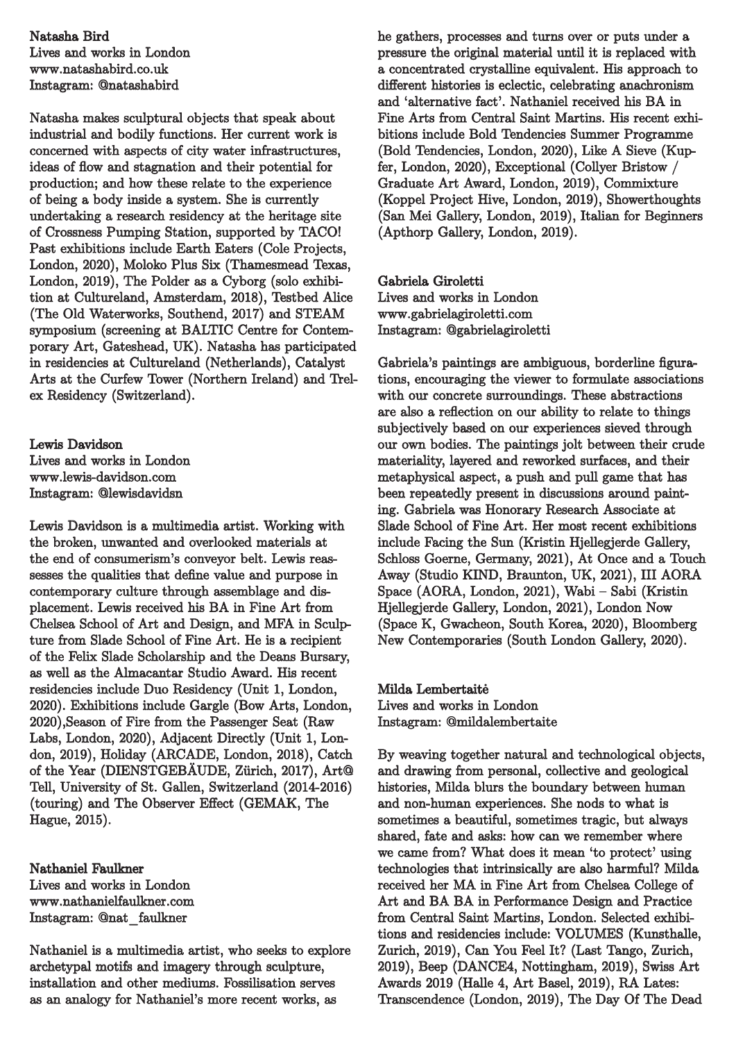**Natasha Bird**
Lives and works in London
www.natashabird.co.uk
Instagram: @natashabird

Natasha makes sculptural objects that speak about industrial and bodily functions. Her current work is concerned with aspects of city water infrastructures, ideas of flow and stagnation and their potential for production; and how these relate to the experience of being a body inside a system. She is currently undertaking a research residency at the heritage site of Crossness Pumping Station, supported by TACO! Past exhibitions include Earth Eaters (Cole Projects, London, 2020), Moloko Plus Six (Thamesmead Texas, London, 2019), The Polder as a Cyborg (solo exhibition at Cultureland, Amsterdam, 2018), Testbed Alice (The Old Waterworks, Southend, 2017) and STEAM symposium (screening at BALTIC Centre for Contemporary Art, Gateshead, UK). Natasha has participated in residencies at Cultureland (Netherlands), Catalyst Arts at the Curfew Tower (Northern Ireland) and Trelex Residency (Switzerland).

**Lewis Davidson**
Lives and works in London
www.lewis-davidson.com
Instagram: @lewisdavidsn

Lewis Davidson is a multimedia artist. Working with the broken, unwanted and overlooked materials at the end of consumerism's conveyor belt. Lewis reassesses the qualities that define value and purpose in contemporary culture through assemblage and displacement. Lewis received his BA in Fine Art from Chelsea School of Art and Design, and MFA in Sculpture from Slade School of Fine Art. He is a recipient of the Felix Slade Scholarship and the Deans Bursary, as well as the Almacantar Studio Award. His recent residencies include Duo Residency (Unit 1, London, 2020). Exhibitions include Gargle (Bow Arts, London, 2020),Season of Fire from the Passenger Seat (Raw Labs, London, 2020), Adjacent Directly (Unit 1, London, 2019), Holiday (ARCADE, London, 2018), Catch of the Year (DIENSTGEBÄUDE, Zürich, 2017), Art@ Tell, University of St. Gallen, Switzerland (2014-2016) (touring) and The Observer Effect (GEMAK, The Hague, 2015).

**Nathaniel Faulkner**
Lives and works in London
www.nathanielfaulkner.com
Instagram: @nat_faulkner

Nathaniel is a multimedia artist, who seeks to explore archetypal motifs and imagery through sculpture, installation and other mediums. Fossilisation serves as an analogy for Nathaniel's more recent works, as he gathers, processes and turns over or puts under a pressure the original material until it is replaced with a concentrated crystalline equivalent. His approach to different histories is eclectic, celebrating anachronism and 'alternative fact'. Nathaniel received his BA in Fine Arts from Central Saint Martins. His recent exhibitions include Bold Tendencies Summer Programme (Bold Tendencies, London, 2020), Like A Sieve (Kupfer, London, 2020), Exceptional (Collyer Bristow / Graduate Art Award, London, 2019), Commixture (Koppel Project Hive, London, 2019), Showerthoughts (San Mei Gallery, London, 2019), Italian for Beginners (Apthorp Gallery, London, 2019).

**Gabriela Giroletti**
Lives and works in London
www.gabrielagiroletti.com
Instagram: @gabrielagiroletti

Gabriela's paintings are ambiguous, borderline figurations, encouraging the viewer to formulate associations with our concrete surroundings. These abstractions are also a reflection on our ability to relate to things subjectively based on our experiences sieved through our own bodies. The paintings jolt between their crude materiality, layered and reworked surfaces, and their metaphysical aspect, a push and pull game that has been repeatedly present in discussions around painting. Gabriela was Honorary Research Associate at Slade School of Fine Art. Her most recent exhibitions include Facing the Sun (Kristin Hjellegjerde Gallery, Schloss Goerne, Germany, 2021), At Once and a Touch Away (Studio KIND, Braunton, UK, 2021), III AORA Space (AORA, London, 2021), Wabi – Sabi (Kristin Hjellegjerde Gallery, London, 2021), London Now (Space K, Gwacheon, South Korea, 2020), Bloomberg New Contemporaries (South London Gallery, 2020).

**Milda Lembertaitė**
Lives and works in London
Instagram: @mildalembertaite

By weaving together natural and technological objects, and drawing from personal, collective and geological histories, Milda blurs the boundary between human and non-human experiences. She nods to what is sometimes a beautiful, sometimes tragic, but always shared, fate and asks: how can we remember where we came from? What does it mean 'to protect' using technologies that intrinsically are also harmful? Milda received her MA in Fine Art from Chelsea College of Art and BA BA in Performance Design and Practice from Central Saint Martins, London. Selected exhibitions and residencies include: VOLUMES (Kunsthalle, Zurich, 2019), Can You Feel It? (Last Tango, Zurich, 2019), Beep (DANCE4, Nottingham, 2019), Swiss Art Awards 2019 (Halle 4, Art Basel, 2019), RA Lates: Transcendence (London, 2019), The Day Of The Dead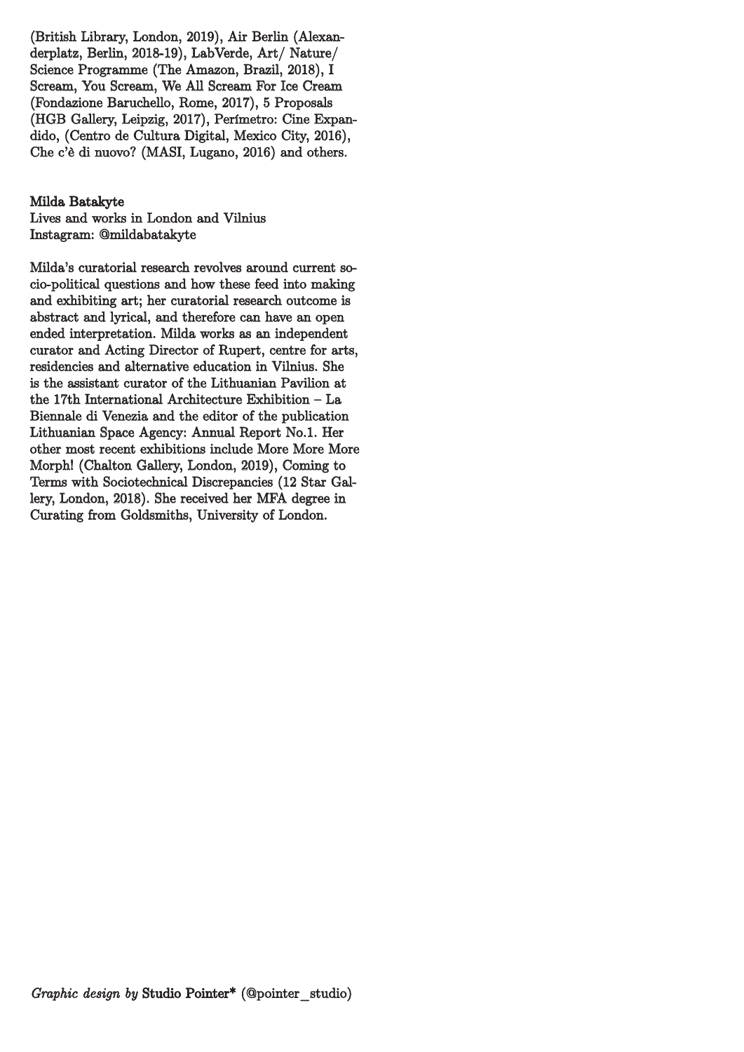(British Library, London, 2019), Air Berlin (Alexanderplatz, Berlin, 2018-19), LabVerde, Art/ Nature/ Science Programme (The Amazon, Brazil, 2018), I Scream, You Scream, We All Scream For Ice Cream (Fondazione Baruchello, Rome, 2017), 5 Proposals (HGB Gallery, Leipzig, 2017), Perímetro: Cine Expandido, (Centro de Cultura Digital, Mexico City, 2016), Che c'è di nuovo? (MASI, Lugano, 2016) and others.

**Milda Batakyte**
Lives and works in London and Vilnius
Instagram: @mildabatakyte

Milda's curatorial research revolves around current socio-political questions and how these feed into making and exhibiting art; her curatorial research outcome is abstract and lyrical, and therefore can have an open ended interpretation. Milda works as an independent curator and Acting Director of Rupert, centre for arts, residencies and alternative education in Vilnius. She is the assistant curator of the Lithuanian Pavilion at the 17th International Architecture Exhibition – La Biennale di Venezia and the editor of the publication Lithuanian Space Agency: Annual Report No.1. Her other most recent exhibitions include More More More Morph! (Chalton Gallery, London, 2019), Coming to Terms with Sociotechnical Discrepancies (12 Star Gallery, London, 2018). She received her MFA degree in Curating from Goldsmiths, University of London.

*Graphic design by* Studio Pointer* (@pointer_studio)